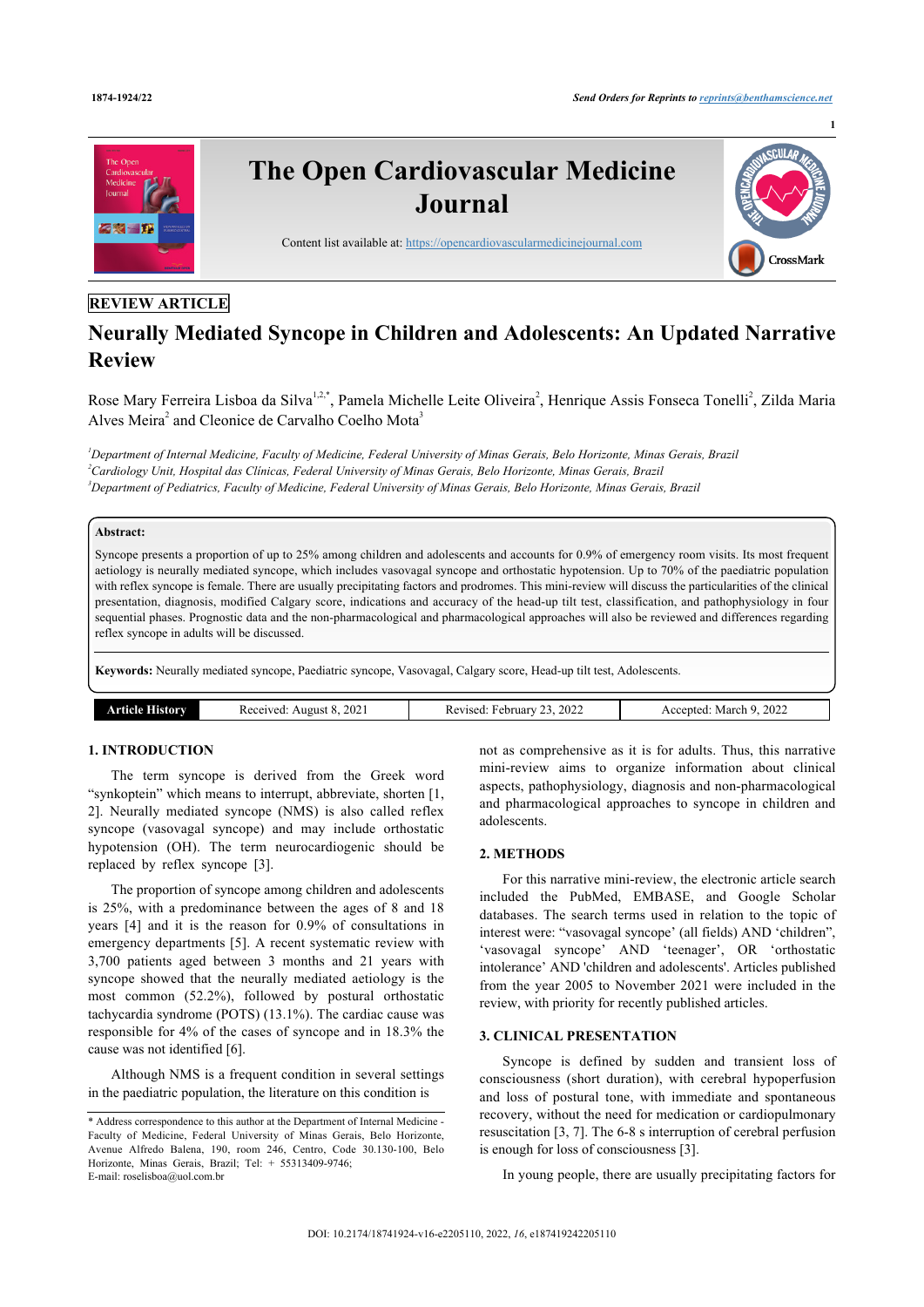REVIEW ARTICLE

# Neurally Mediated Syncope in Children and Adolescents: An Updated Narrative Review

Rose Mary Ferreira Lisboa da Silva[1,2,*], Pamela Michelle Leite Oliveira[2], Henrique Assis Fonseca Tonelli[2], Zilda Maria Alves Meira[2] and Cleonice de Carvalho Coelho Mota[3]

[1]*Department of Internal Medicine, Faculty of Medicine, Federal University of Minas Gerais, Belo Horizonte, Minas Gerais, Brazil*
[2]*Cardiology Unit, Hospital das Clínicas, Federal University of Minas Gerais, Belo Horizonte, Minas Gerais, Brazil*
[3]*Department of Pediatrics, Faculty of Medicine, Federal University of Minas Gerais, Belo Horizonte, Minas Gerais, Brazil*

**Abstract:**

Syncope presents a proportion of up to 25% among children and adolescents and accounts for 0.9% of emergency room visits. Its most frequent aetiology is neurally mediated syncope, which includes vasovagal syncope and orthostatic hypotension. Up to 70% of the paediatric population with reflex syncope is female. There are usually precipitating factors and prodromes. This mini-review will discuss the particularities of the clinical presentation, diagnosis, modified Calgary score, indications and accuracy of the head-up tilt test, classification, and pathophysiology in four sequential phases. Prognostic data and the non-pharmacological and pharmacological approaches will also be reviewed and differences regarding reflex syncope in adults will be discussed.

**Keywords:** Neurally mediated syncope, Paediatric syncope, Vasovagal, Calgary score, Head-up tilt test, Adolescents.

| Article History | Received: August 8, 2021 | Revised: February 23, 2022 | Accepted: March 9, 2022 |
|---|---|---|---|

## 1. INTRODUCTION

The term syncope is derived from the Greek word "synkoptein" which means to interrupt, abbreviate, shorten [1, 2]. Neurally mediated syncope (NMS) is also called reflex syncope (vasovagal syncope) and may include orthostatic hypotension (OH). The term neurocardiogenic should be replaced by reflex syncope [3].

The proportion of syncope among children and adolescents is 25%, with a predominance between the ages of 8 and 18 years [4] and it is the reason for 0.9% of consultations in emergency departments [5]. A recent systematic review with 3,700 patients aged between 3 months and 21 years with syncope showed that the neurally mediated aetiology is the most common (52.2%), followed by postural orthostatic tachycardia syndrome (POTS) (13.1%). The cardiac cause was responsible for 4% of the cases of syncope and in 18.3% the cause was not identified [6].

Although NMS is a frequent condition in several settings in the paediatric population, the literature on this condition is not as comprehensive as it is for adults. Thus, this narrative mini-review aims to organize information about clinical aspects, pathophysiology, diagnosis and non-pharmacological and pharmacological approaches to syncope in children and adolescents.

## 2. METHODS

For this narrative mini-review, the electronic article search included the PubMed, EMBASE, and Google Scholar databases. The search terms used in relation to the topic of interest were: "vasovagal syncope" (all fields) AND 'children", 'vasovagal syncope' AND 'teenager', OR 'orthostatic intolerance' AND 'children and adolescents'. Articles published from the year 2005 to November 2021 were included in the review, with priority for recently published articles.

## 3. CLINICAL PRESENTATION

Syncope is defined by sudden and transient loss of consciousness (short duration), with cerebral hypoperfusion and loss of postural tone, with immediate and spontaneous recovery, without the need for medication or cardiopulmonary resuscitation [3, 7]. The 6-8 s interruption of cerebral perfusion is enough for loss of consciousness [3].

In young people, there are usually precipitating factors for

\* Address correspondence to this author at the Department of Internal Medicine - Faculty of Medicine, Federal University of Minas Gerais, Belo Horizonte, Avenue Alfredo Balena, 190, room 246, Centro, Code 30.130-100, Belo Horizonte, Minas Gerais, Brazil; Tel: + 55313409-9746; E-mail: roselisboa@uol.com.br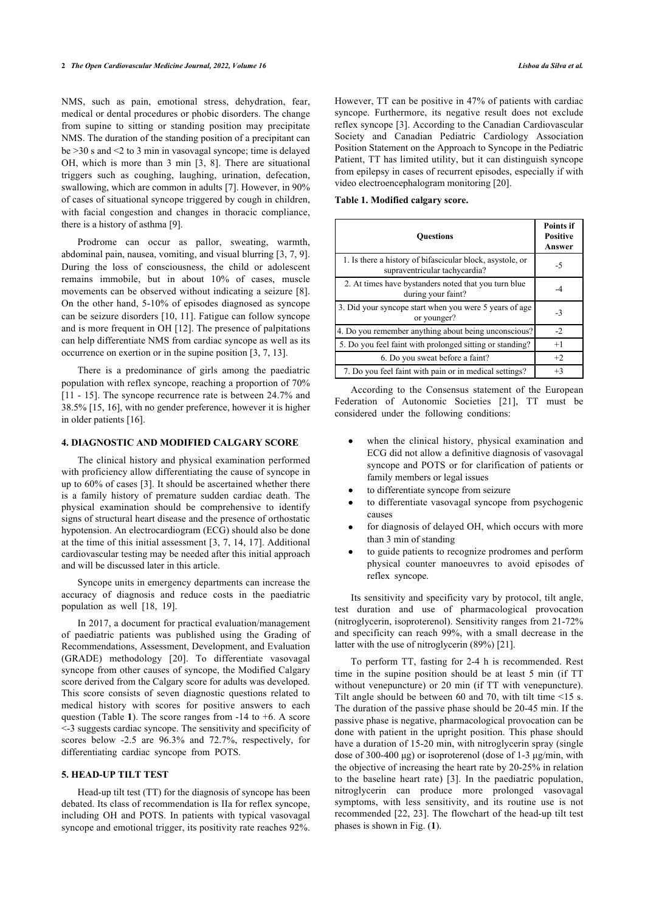NMS, such as pain, emotional stress, dehydration, fear, medical or dental procedures or phobic disorders. The change from supine to sitting or standing position may precipitate NMS. The duration of the standing position of a precipitant can be >30 s and <2 to 3 min in vasovagal syncope; time is delayed OH, which is more than 3 min [3, 8]. There are situational triggers such as coughing, laughing, urination, defecation, swallowing, which are common in adults [7]. However, in 90% of cases of situational syncope triggered by cough in children, with facial congestion and changes in thoracic compliance, there is a history of asthma [9].

Prodrome can occur as pallor, sweating, warmth, abdominal pain, nausea, vomiting, and visual blurring [3, 7, 9]. During the loss of consciousness, the child or adolescent remains immobile, but in about 10% of cases, muscle movements can be observed without indicating a seizure [8]. On the other hand, 5-10% of episodes diagnosed as syncope can be seizure disorders [10, 11]. Fatigue can follow syncope and is more frequent in OH [12]. The presence of palpitations can help differentiate NMS from cardiac syncope as well as its occurrence on exertion or in the supine position [3, 7, 13].

There is a predominance of girls among the paediatric population with reflex syncope, reaching a proportion of 70% [11 - 15]. The syncope recurrence rate is between 24.7% and 38.5% [15, 16], with no gender preference, however it is higher in older patients [16].

## 4. DIAGNOSTIC AND MODIFIED CALGARY SCORE

The clinical history and physical examination performed with proficiency allow differentiating the cause of syncope in up to 60% of cases [3]. It should be ascertained whether there is a family history of premature sudden cardiac death. The physical examination should be comprehensive to identify signs of structural heart disease and the presence of orthostatic hypotension. An electrocardiogram (ECG) should also be done at the time of this initial assessment [3, 7, 14, 17]. Additional cardiovascular testing may be needed after this initial approach and will be discussed later in this article.

Syncope units in emergency departments can increase the accuracy of diagnosis and reduce costs in the paediatric population as well [18, 19].

In 2017, a document for practical evaluation/management of paediatric patients was published using the Grading of Recommendations, Assessment, Development, and Evaluation (GRADE) methodology [20]. To differentiate vasovagal syncope from other causes of syncope, the Modified Calgary score derived from the Calgary score for adults was developed. This score consists of seven diagnostic questions related to medical history with scores for positive answers to each question (Table **1**). The score ranges from -14 to +6. A score <-3 suggests cardiac syncope. The sensitivity and specificity of scores below -2.5 are 96.3% and 72.7%, respectively, for differentiating cardiac syncope from POTS.

## 5. HEAD-UP TILT TEST

Head-up tilt test (TT) for the diagnosis of syncope has been debated. Its class of recommendation is IIa for reflex syncope, including OH and POTS. In patients with typical vasovagal syncope and emotional trigger, its positivity rate reaches 92%. However, TT can be positive in 47% of patients with cardiac syncope. Furthermore, its negative result does not exclude reflex syncope [3]. According to the Canadian Cardiovascular Society and Canadian Pediatric Cardiology Association Position Statement on the Approach to Syncope in the Pediatric Patient, TT has limited utility, but it can distinguish syncope from epilepsy in cases of recurrent episodes, especially if with video electroencephalogram monitoring [20].

**Table 1. Modified calgary score.**

| Questions | Points if Positive Answer |
|---|---|
| 1. Is there a history of bifascicular block, asystole, or supraventricular tachycardia? | -5 |
| 2. At times have bystanders noted that you turn blue during your faint? | -4 |
| 3. Did your syncope start when you were 5 years of age or younger? | -3 |
| 4. Do you remember anything about being unconscious? | -2 |
| 5. Do you feel faint with prolonged sitting or standing? | +1 |
| 6. Do you sweat before a faint? | +2 |
| 7. Do you feel faint with pain or in medical settings? | +3 |

According to the Consensus statement of the European Federation of Autonomic Societies [21], TT must be considered under the following conditions:

- when the clinical history, physical examination and ECG did not allow a definitive diagnosis of vasovagal syncope and POTS or for clarification of patients or family members or legal issues
- to differentiate syncope from seizure
- to differentiate vasovagal syncope from psychogenic causes
- for diagnosis of delayed OH, which occurs with more than 3 min of standing
- to guide patients to recognize prodromes and perform physical counter manoeuvres to avoid episodes of reflex syncope.

Its sensitivity and specificity vary by protocol, tilt angle, test duration and use of pharmacological provocation (nitroglycerin, isoproterenol). Sensitivity ranges from 21-72% and specificity can reach 99%, with a small decrease in the latter with the use of nitroglycerin (89%) [21].

To perform TT, fasting for 2-4 h is recommended. Rest time in the supine position should be at least 5 min (if TT without venepuncture) or 20 min (if TT with venepuncture). Tilt angle should be between 60 and 70, with tilt time <15 s. The duration of the passive phase should be 20-45 min. If the passive phase is negative, pharmacological provocation can be done with patient in the upright position. This phase should have a duration of 15-20 min, with nitroglycerin spray (single dose of 300-400 μg) or isoproterenol (dose of 1-3 μg/min, with the objective of increasing the heart rate by 20-25% in relation to the baseline heart rate) [3]. In the paediatric population, nitroglycerin can produce more prolonged vasovagal symptoms, with less sensitivity, and its routine use is not recommended [22, 23]. The flowchart of the head-up tilt test phases is shown in Fig. (**1**).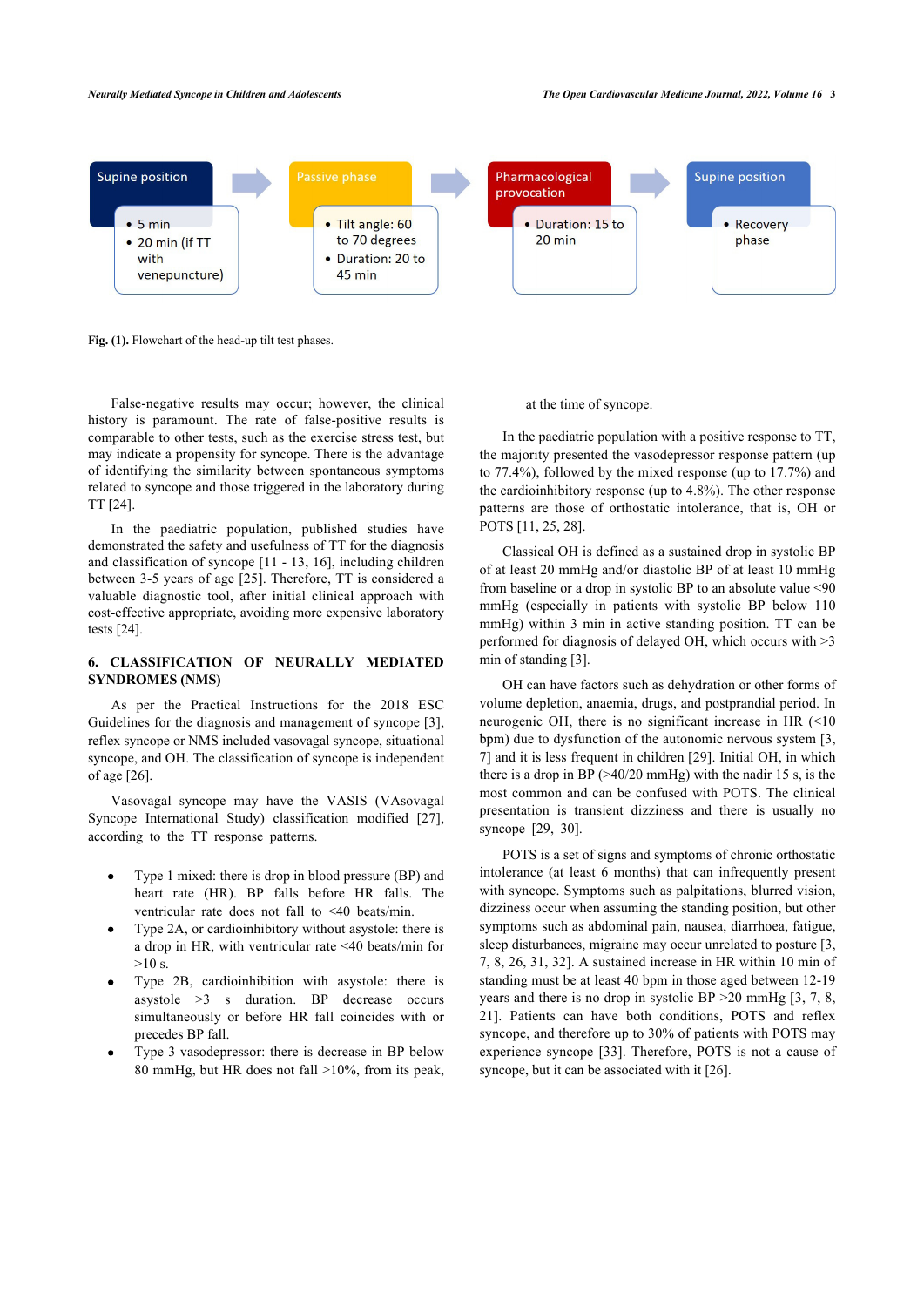Supine position

- 5 min
- 20 min (if TT with venepuncture)

Passive phase

- Tilt angle: 60 to 70 degrees
- Duration: 20 to 45 min

Pharmacological provocation

- Duration: 15 to 20 min

Supine position

- Recovery phase

**Fig. (1).** Flowchart of the head-up tilt test phases.

False-negative results may occur; however, the clinical history is paramount. The rate of false-positive results is comparable to other tests, such as the exercise stress test, but may indicate a propensity for syncope. There is the advantage of identifying the similarity between spontaneous symptoms related to syncope and those triggered in the laboratory during TT [24].

In the paediatric population, published studies have demonstrated the safety and usefulness of TT for the diagnosis and classification of syncope [11 - 13, 16], including children between 3-5 years of age [25]. Therefore, TT is considered a valuable diagnostic tool, after initial clinical approach with cost-effective appropriate, avoiding more expensive laboratory tests [24].

## 6. CLASSIFICATION OF NEURALLY MEDIATED SYNDROMES (NMS)

As per the Practical Instructions for the 2018 ESC Guidelines for the diagnosis and management of syncope [3], reflex syncope or NMS included vasovagal syncope, situational syncope, and OH. The classification of syncope is independent of age [26].

Vasovagal syncope may have the VASIS (VAsovagal Syncope International Study) classification modified [27], according to the TT response patterns.

- Type 1 mixed: there is drop in blood pressure (BP) and heart rate (HR). BP falls before HR falls. The ventricular rate does not fall to <40 beats/min.
- Type 2A, or cardioinhibitory without asystole: there is a drop in HR, with ventricular rate <40 beats/min for >10 s.
- Type 2B, cardioinhibition with asystole: there is asystole >3 s duration. BP decrease occurs simultaneously or before HR fall coincides with or precedes BP fall.
- Type 3 vasodepressor: there is decrease in BP below 80 mmHg, but HR does not fall >10%, from its peak, at the time of syncope.

In the paediatric population with a positive response to TT, the majority presented the vasodepressor response pattern (up to 77.4%), followed by the mixed response (up to 17.7%) and the cardioinhibitory response (up to 4.8%). The other response patterns are those of orthostatic intolerance, that is, OH or POTS [11, 25, 28].

Classical OH is defined as a sustained drop in systolic BP of at least 20 mmHg and/or diastolic BP of at least 10 mmHg from baseline or a drop in systolic BP to an absolute value <90 mmHg (especially in patients with systolic BP below 110 mmHg) within 3 min in active standing position. TT can be performed for diagnosis of delayed OH, which occurs with >3 min of standing [3].

OH can have factors such as dehydration or other forms of volume depletion, anaemia, drugs, and postprandial period. In neurogenic OH, there is no significant increase in HR (<10 bpm) due to dysfunction of the autonomic nervous system [3, 7] and it is less frequent in children [29]. Initial OH, in which there is a drop in BP (>40/20 mmHg) with the nadir 15 s, is the most common and can be confused with POTS. The clinical presentation is transient dizziness and there is usually no syncope [29, 30].

POTS is a set of signs and symptoms of chronic orthostatic intolerance (at least 6 months) that can infrequently present with syncope. Symptoms such as palpitations, blurred vision, dizziness occur when assuming the standing position, but other symptoms such as abdominal pain, nausea, diarrhoea, fatigue, sleep disturbances, migraine may occur unrelated to posture [3, 7, 8, 26, 31, 32]. A sustained increase in HR within 10 min of standing must be at least 40 bpm in those aged between 12-19 years and there is no drop in systolic BP >20 mmHg [3, 7, 8, 21]. Patients can have both conditions, POTS and reflex syncope, and therefore up to 30% of patients with POTS may experience syncope [33]. Therefore, POTS is not a cause of syncope, but it can be associated with it [26].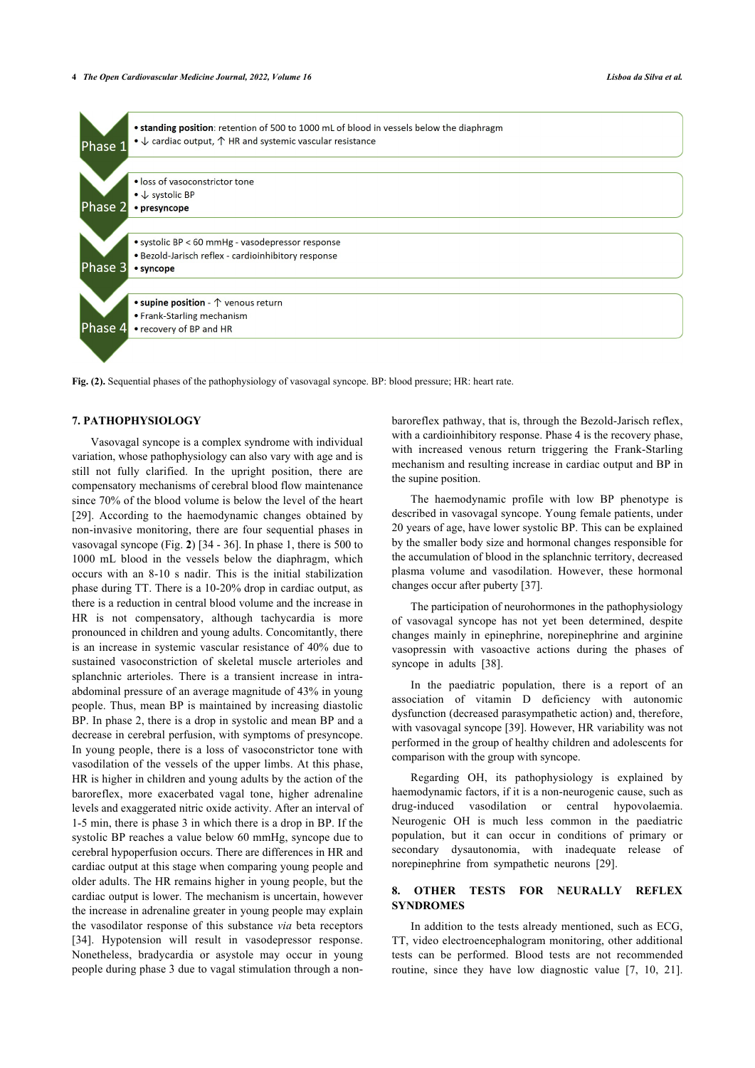- Phase 1
  - **standing position**: retention of 500 to 1000 mL of blood in vessels below the diaphragm
  - ↓ cardiac output, ↑ HR and systemic vascular resistance
- Phase 2
  - loss of vasoconstrictor tone
  - ↓ systolic BP
  - **presyncope**
- Phase 3
  - systolic BP < 60 mmHg - vasodepressor response
  - Bezold-Jarisch reflex - cardioinhibitory response
  - **syncope**
- Phase 4
  - **supine position** - ↑ venous return
  - Frank-Starling mechanism
  - recovery of BP and HR

**Fig. (2).** Sequential phases of the pathophysiology of vasovagal syncope. BP: blood pressure; HR: heart rate.

## 7. PATHOPHYSIOLOGY

Vasovagal syncope is a complex syndrome with individual variation, whose pathophysiology can also vary with age and is still not fully clarified. In the upright position, there are compensatory mechanisms of cerebral blood flow maintenance since 70% of the blood volume is below the level of the heart [29]. According to the haemodynamic changes obtained by non-invasive monitoring, there are four sequential phases in vasovagal syncope (Fig. **2**) [34 - 36]. In phase 1, there is 500 to 1000 mL blood in the vessels below the diaphragm, which occurs with an 8-10 s nadir. This is the initial stabilization phase during TT. There is a 10-20% drop in cardiac output, as there is a reduction in central blood volume and the increase in HR is not compensatory, although tachycardia is more pronounced in children and young adults. Concomitantly, there is an increase in systemic vascular resistance of 40% due to sustained vasoconstriction of skeletal muscle arterioles and splanchnic arterioles. There is a transient increase in intra-abdominal pressure of an average magnitude of 43% in young people. Thus, mean BP is maintained by increasing diastolic BP. In phase 2, there is a drop in systolic and mean BP and a decrease in cerebral perfusion, with symptoms of presyncope. In young people, there is a loss of vasoconstrictor tone with vasodilation of the vessels of the upper limbs. At this phase, HR is higher in children and young adults by the action of the baroreflex, more exacerbated vagal tone, higher adrenaline levels and exaggerated nitric oxide activity. After an interval of 1-5 min, there is phase 3 in which there is a drop in BP. If the systolic BP reaches a value below 60 mmHg, syncope due to cerebral hypoperfusion occurs. There are differences in HR and cardiac output at this stage when comparing young people and older adults. The HR remains higher in young people, but the cardiac output is lower. The mechanism is uncertain, however the increase in adrenaline greater in young people may explain the vasodilator response of this substance *via* beta receptors [34]. Hypotension will result in vasodepressor response. Nonetheless, bradycardia or asystole may occur in young people during phase 3 due to vagal stimulation through a non-baroreflex pathway, that is, through the Bezold-Jarisch reflex, with a cardioinhibitory response. Phase 4 is the recovery phase, with increased venous return triggering the Frank-Starling mechanism and resulting increase in cardiac output and BP in the supine position.

The haemodynamic profile with low BP phenotype is described in vasovagal syncope. Young female patients, under 20 years of age, have lower systolic BP. This can be explained by the smaller body size and hormonal changes responsible for the accumulation of blood in the splanchnic territory, decreased plasma volume and vasodilation. However, these hormonal changes occur after puberty [37].

The participation of neurohormones in the pathophysiology of vasovagal syncope has not yet been determined, despite changes mainly in epinephrine, norepinephrine and arginine vasopressin with vasoactive actions during the phases of syncope in adults [38].

In the paediatric population, there is a report of an association of vitamin D deficiency with autonomic dysfunction (decreased parasympathetic action) and, therefore, with vasovagal syncope [39]. However, HR variability was not performed in the group of healthy children and adolescents for comparison with the group with syncope.

Regarding OH, its pathophysiology is explained by haemodynamic factors, if it is a non-neurogenic cause, such as drug-induced vasodilation or central hypovolaemia. Neurogenic OH is much less common in the paediatric population, but it can occur in conditions of primary or secondary dysautonomia, with inadequate release of norepinephrine from sympathetic neurons [29].

## 8. OTHER TESTS FOR NEURALLY REFLEX SYNDROMES

In addition to the tests already mentioned, such as ECG, TT, video electroencephalogram monitoring, other additional tests can be performed. Blood tests are not recommended routine, since they have low diagnostic value [7, 10, 21].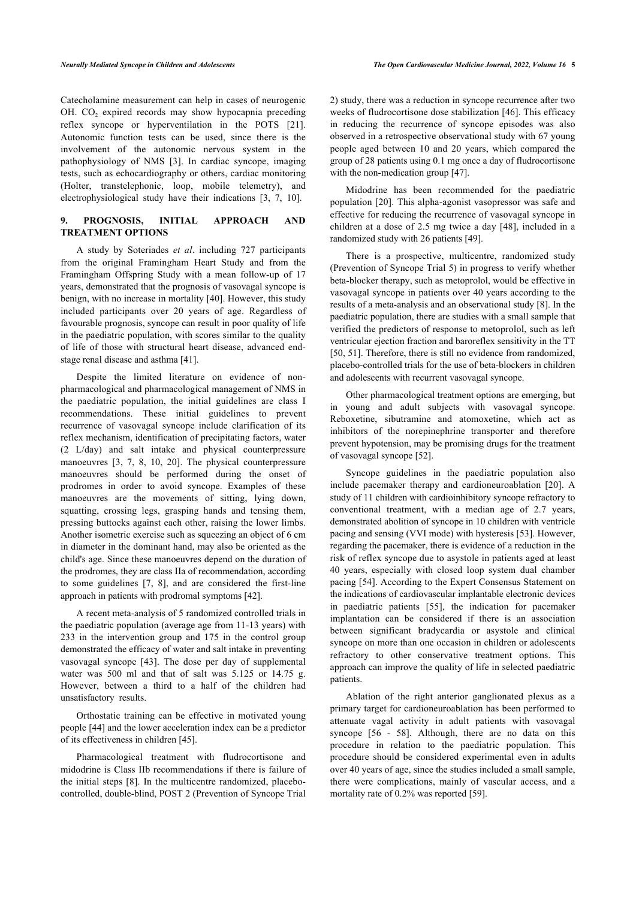Catecholamine measurement can help in cases of neurogenic OH. $CO_2$ expired records may show hypocapnia preceding reflex syncope or hyperventilation in the POTS [21]. Autonomic function tests can be used, since there is the involvement of the autonomic nervous system in the pathophysiology of NMS [3]. In cardiac syncope, imaging tests, such as echocardiography or others, cardiac monitoring (Holter, transtelephonic, loop, mobile telemetry), and electrophysiological study have their indications [3, 7, 10].

## 9. PROGNOSIS, INITIAL APPROACH AND TREATMENT OPTIONS

A study by Soteriades *et al*. including 727 participants from the original Framingham Heart Study and from the Framingham Offspring Study with a mean follow-up of 17 years, demonstrated that the prognosis of vasovagal syncope is benign, with no increase in mortality [40]. However, this study included participants over 20 years of age. Regardless of favourable prognosis, syncope can result in poor quality of life in the paediatric population, with scores similar to the quality of life of those with structural heart disease, advanced end-stage renal disease and asthma [41].

Despite the limited literature on evidence of non-pharmacological and pharmacological management of NMS in the paediatric population, the initial guidelines are class I recommendations. These initial guidelines to prevent recurrence of vasovagal syncope include clarification of its reflex mechanism, identification of precipitating factors, water (2 L/day) and salt intake and physical counterpressure manoeuvres [3, 7, 8, 10, 20]. The physical counterpressure manoeuvres should be performed during the onset of prodromes in order to avoid syncope. Examples of these manoeuvres are the movements of sitting, lying down, squatting, crossing legs, grasping hands and tensing them, pressing buttocks against each other, raising the lower limbs. Another isometric exercise such as squeezing an object of 6 cm in diameter in the dominant hand, may also be oriented as the child's age. Since these manoeuvres depend on the duration of the prodromes, they are class IIa of recommendation, according to some guidelines [7, 8], and are considered the first-line approach in patients with prodromal symptoms [42].

A recent meta-analysis of 5 randomized controlled trials in the paediatric population (average age from 11-13 years) with 233 in the intervention group and 175 in the control group demonstrated the efficacy of water and salt intake in preventing vasovagal syncope [43]. The dose per day of supplemental water was 500 ml and that of salt was 5.125 or 14.75 g. However, between a third to a half of the children had unsatisfactory results.

Orthostatic training can be effective in motivated young people [44] and the lower acceleration index can be a predictor of its effectiveness in children [45].

Pharmacological treatment with fludrocortisone and midodrine is Class IIb recommendations if there is failure of the initial steps [8]. In the multicentre randomized, placebo-controlled, double-blind, POST 2 (Prevention of Syncope Trial 2) study, there was a reduction in syncope recurrence after two weeks of fludrocortisone dose stabilization [46]. This efficacy in reducing the recurrence of syncope episodes was also observed in a retrospective observational study with 67 young people aged between 10 and 20 years, which compared the group of 28 patients using 0.1 mg once a day of fludrocortisone with the non-medication group [47].

Midodrine has been recommended for the paediatric population [20]. This alpha-agonist vasopressor was safe and effective for reducing the recurrence of vasovagal syncope in children at a dose of 2.5 mg twice a day [48], included in a randomized study with 26 patients [49].

There is a prospective, multicentre, randomized study (Prevention of Syncope Trial 5) in progress to verify whether beta-blocker therapy, such as metoprolol, would be effective in vasovagal syncope in patients over 40 years according to the results of a meta-analysis and an observational study [8]. In the paediatric population, there are studies with a small sample that verified the predictors of response to metoprolol, such as left ventricular ejection fraction and baroreflex sensitivity in the TT [50, 51]. Therefore, there is still no evidence from randomized, placebo-controlled trials for the use of beta-blockers in children and adolescents with recurrent vasovagal syncope.

Other pharmacological treatment options are emerging, but in young and adult subjects with vasovagal syncope. Reboxetine, sibutramine and atomoxetine, which act as inhibitors of the norepinephrine transporter and therefore prevent hypotension, may be promising drugs for the treatment of vasovagal syncope [52].

Syncope guidelines in the paediatric population also include pacemaker therapy and cardioneuroablation [20]. A study of 11 children with cardioinhibitory syncope refractory to conventional treatment, with a median age of 2.7 years, demonstrated abolition of syncope in 10 children with ventricle pacing and sensing (VVI mode) with hysteresis [53]. However, regarding the pacemaker, there is evidence of a reduction in the risk of reflex syncope due to asystole in patients aged at least 40 years, especially with closed loop system dual chamber pacing [54]. According to the Expert Consensus Statement on the indications of cardiovascular implantable electronic devices in paediatric patients [55], the indication for pacemaker implantation can be considered if there is an association between significant bradycardia or asystole and clinical syncope on more than one occasion in children or adolescents refractory to other conservative treatment options. This approach can improve the quality of life in selected paediatric patients.

Ablation of the right anterior ganglionated plexus as a primary target for cardioneuroablation has been performed to attenuate vagal activity in adult patients with vasovagal syncope [56 - 58]. Although, there are no data on this procedure in relation to the paediatric population. This procedure should be considered experimental even in adults over 40 years of age, since the studies included a small sample, there were complications, mainly of vascular access, and a mortality rate of 0.2% was reported [59].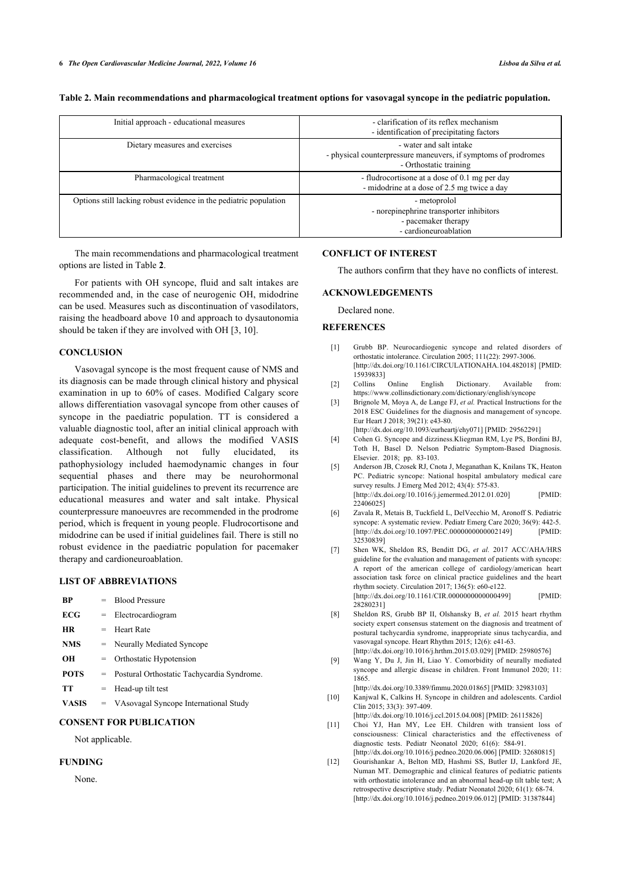**Table 2. Main recommendations and pharmacological treatment options for vasovagal syncope in the pediatric population.**

| | |
|---|---|
| Initial approach - educational measures | - clarification of its reflex mechanism<br>- identification of precipitating factors |
| Dietary measures and exercises | - water and salt intake<br>- physical counterpressure maneuvers, if symptoms of prodromes<br>- Orthostatic training |
| Pharmacological treatment | - fludrocortisone at a dose of 0.1 mg per day<br>- midodrine at a dose of 2.5 mg twice a day |
| Options still lacking robust evidence in the pediatric population | - metoprolol<br>- norepinephrine transporter inhibitors<br>- pacemaker therapy<br>- cardioneuroablation |

The main recommendations and pharmacological treatment options are listed in Table **2**.

For patients with OH syncope, fluid and salt intakes are recommended and, in the case of neurogenic OH, midodrine can be used. Measures such as discontinuation of vasodilators, raising the headboard above 10 and approach to dysautonomia should be taken if they are involved with OH [3, 10].

## CONCLUSION

Vasovagal syncope is the most frequent cause of NMS and its diagnosis can be made through clinical history and physical examination in up to 60% of cases. Modified Calgary score allows differentiation vasovagal syncope from other causes of syncope in the paediatric population. TT is considered a valuable diagnostic tool, after an initial clinical approach with adequate cost-benefit, and allows the modified VASIS classification. Although not fully elucidated, its pathophysiology included haemodynamic changes in four sequential phases and there may be neurohormonal participation. The initial guidelines to prevent its recurrence are educational measures and water and salt intake. Physical counterpressure manoeuvres are recommended in the prodrome period, which is frequent in young people. Fludrocortisone and midodrine can be used if initial guidelines fail. There is still no robust evidence in the paediatric population for pacemaker therapy and cardioneuroablation.

## LIST OF ABBREVIATIONS

| | | |
|---|---|---|
| **BP** | = | Blood Pressure |
| **ECG** | = | Electrocardiogram |
| **HR** | = | Heart Rate |
| **NMS** | = | Neurally Mediated Syncope |
| **OH** | = | Orthostatic Hypotension |
| **POTS** | = | Postural Orthostatic Tachycardia Syndrome. |
| **TT** | = | Head-up tilt test |
| **VASIS** | = | VAsovagal Syncope International Study |

## CONSENT FOR PUBLICATION

Not applicable.

## FUNDING

None.

## CONFLICT OF INTEREST

The authors confirm that they have no conflicts of interest.

## ACKNOWLEDGEMENTS

Declared none.

## REFERENCES

[1] Grubb BP. Neurocardiogenic syncope and related disorders of orthostatic intolerance. Circulation 2005; 111(22): 2997-3006. [http://dx.doi.org/10.1161/CIRCULATIONAHA.104.482018] [PMID: 15939833]

[2] Collins Online English Dictionary. Available from: https://www.collinsdictionary.com/dictionary/english/syncope

[3] Brignole M, Moya A, de Lange FJ, *et al.* Practical Instructions for the 2018 ESC Guidelines for the diagnosis and management of syncope. Eur Heart J 2018; 39(21): e43-80. [http://dx.doi.org/10.1093/eurheartj/ehy071] [PMID: 29562291]

[4] Cohen G. Syncope and dizziness.Kliegman RM, Lye PS, Bordini BJ, Toth H, Basel D. Nelson Pediatric Symptom-Based Diagnosis. Elsevier. 2018; pp. 83-103.

[5] Anderson JB, Czosek RJ, Cnota J, Meganathan K, Knilans TK, Heaton PC. Pediatric syncope: National hospital ambulatory medical care survey results. J Emerg Med 2012; 43(4): 575-83. [http://dx.doi.org/10.1016/j.jemermed.2012.01.020] [PMID: 22406025]

[6] Zavala R, Metais B, Tuckfield L, DelVecchio M, Aronoff S. Pediatric syncope: A systematic review. Pediatr Emerg Care 2020; 36(9): 442-5. [http://dx.doi.org/10.1097/PEC.0000000000002149] [PMID: 32530839]

[7] Shen WK, Sheldon RS, Benditt DG, *et al.* 2017 ACC/AHA/HRS guideline for the evaluation and management of patients with syncope: A report of the american college of cardiology/american heart association task force on clinical practice guidelines and the heart rhythm society. Circulation 2017; 136(5): e60-e122. [http://dx.doi.org/10.1161/CIR.0000000000000499] [PMID: 28280231]

[8] Sheldon RS, Grubb BP II, Olshansky B, *et al.* 2015 heart rhythm society expert consensus statement on the diagnosis and treatment of postural tachycardia syndrome, inappropriate sinus tachycardia, and vasovagal syncope. Heart Rhythm 2015; 12(6): e41-63. [http://dx.doi.org/10.1016/j.hrthm.2015.03.029] [PMID: 25980576]

[9] Wang Y, Du J, Jin H, Liao Y. Comorbidity of neurally mediated syncope and allergic disease in children. Front Immunol 2020; 11: 1865. [http://dx.doi.org/10.3389/fimmu.2020.01865] [PMID: 32983103]

[10] Kanjwal K, Calkins H. Syncope in children and adolescents. Cardiol Clin 2015; 33(3): 397-409. [http://dx.doi.org/10.1016/j.ccl.2015.04.008] [PMID: 26115826]

[11] Choi YJ, Han MY, Lee EH. Children with transient loss of consciousness: Clinical characteristics and the effectiveness of diagnostic tests. Pediatr Neonatol 2020; 61(6): 584-91. [http://dx.doi.org/10.1016/j.pedneo.2020.06.006] [PMID: 32680815]

[12] Gourishankar A, Belton MD, Hashmi SS, Butler IJ, Lankford JE, Numan MT. Demographic and clinical features of pediatric patients with orthostatic intolerance and an abnormal head-up tilt table test; A retrospective descriptive study. Pediatr Neonatol 2020; 61(1): 68-74. [http://dx.doi.org/10.1016/j.pedneo.2019.06.012] [PMID: 31387844]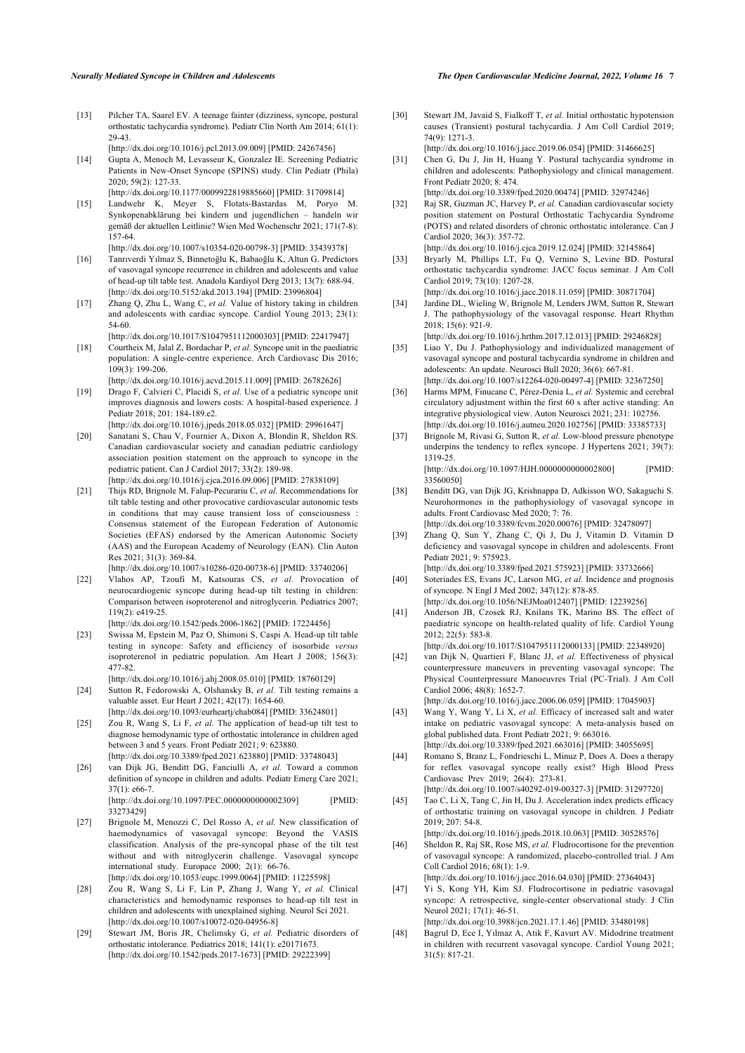[13] Pilcher TA, Saarel EV. A teenage fainter (dizziness, syncope, postural orthostatic tachycardia syndrome). Pediatr Clin North Am 2014; 61(1): 29-43.
[http://dx.doi.org/10.1016/j.pcl.2013.09.009] [PMID: 24267456]

[14] Gupta A, Menoch M, Levasseur K, Gonzalez IE. Screening Pediatric Patients in New-Onset Syncope (SPINS) study. Clin Pediatr (Phila) 2020; 59(2): 127-33.
[http://dx.doi.org/10.1177/0009922819885660] [PMID: 31709814]

[15] Landwehr K, Meyer S, Flotats-Bastardas M, Poryo M. Synkopenabklärung bei kindern und jugendlichen – handeln wir gemäß der aktuellen Leitlinie? Wien Med Wochenschr 2021; 171(7-8): 157-64.
[http://dx.doi.org/10.1007/s10354-020-00798-3] [PMID: 33439378]

[16] Tanrıverdi Yılmaz S, Binnetoğlu K, Babaoğlu K, Altun G. Predictors of vasovagal syncope recurrence in children and adolescents and value of head-up tilt table test. Anadolu Kardiyol Derg 2013; 13(7): 688-94.
[http://dx.doi.org/10.5152/akd.2013.194] [PMID: 23996804]

[17] Zhang Q, Zhu L, Wang C, *et al.* Value of history taking in children and adolescents with cardiac syncope. Cardiol Young 2013; 23(1): 54-60.
[http://dx.doi.org/10.1017/S1047951112000303] [PMID: 22417947]

[18] Courtheix M, Jalal Z, Bordachar P, *et al.* Syncope unit in the paediatric population: A single-centre experience. Arch Cardiovasc Dis 2016; 109(3): 199-206.
[http://dx.doi.org/10.1016/j.acvd.2015.11.009] [PMID: 26782626]

[19] Drago F, Calvieri C, Placidi S, *et al.* Use of a pediatric syncope unit improves diagnosis and lowers costs: A hospital-based experience. J Pediatr 2018; 201: 184-189.e2.
[http://dx.doi.org/10.1016/j.jpeds.2018.05.032] [PMID: 29961647]

[20] Sanatani S, Chau V, Fournier A, Dixon A, Blondin R, Sheldon RS. Canadian cardiovascular society and canadian pediatric cardiology association position statement on the approach to syncope in the pediatric patient. Can J Cardiol 2017; 33(2): 189-98.
[http://dx.doi.org/10.1016/j.cjca.2016.09.006] [PMID: 27838109]

[21] Thijs RD, Brignole M, Falup-Pecurariu C, *et al.* Recommendations for tilt table testing and other provocative cardiovascular autonomic tests in conditions that may cause transient loss of consciousness : Consensus statement of the European Federation of Autonomic Societies (EFAS) endorsed by the American Autonomic Society (AAS) and the European Academy of Neurology (EAN). Clin Auton Res 2021; 31(3): 369-84.
[http://dx.doi.org/10.1007/s10286-020-00738-6] [PMID: 33740206]

[22] Vlahos AP, Tzoufi M, Katsouras CS, *et al.* Provocation of neurocardiogenic syncope during head-up tilt testing in children: Comparison between isoproterenol and nitroglycerin. Pediatrics 2007; 119(2): e419-25.
[http://dx.doi.org/10.1542/peds.2006-1862] [PMID: 17224456]

[23] Swissa M, Epstein M, Paz O, Shimoni S, Caspi A. Head-up tilt table testing in syncope: Safety and efficiency of isosorbide *versus* isoproterenol in pediatric population. Am Heart J 2008; 156(3): 477-82.
[http://dx.doi.org/10.1016/j.ahj.2008.05.010] [PMID: 18760129]

[24] Sutton R, Fedorowski A, Olshansky B, *et al.* Tilt testing remains a valuable asset. Eur Heart J 2021; 42(17): 1654-60.
[http://dx.doi.org/10.1093/eurheartj/ehab084] [PMID: 33624801]

[25] Zou R, Wang S, Li F, *et al.* The application of head-up tilt test to diagnose hemodynamic type of orthostatic intolerance in children aged between 3 and 5 years. Front Pediatr 2021; 9: 623880.
[http://dx.doi.org/10.3389/fped.2021.623880] [PMID: 33748043]

[26] van Dijk JG, Benditt DG, Fanciulli A, *et al.* Toward a common definition of syncope in children and adults. Pediatr Emerg Care 2021; 37(1): e66-7.
[http://dx.doi.org/10.1097/PEC.0000000000002309] [PMID: 33273429]

[27] Brignole M, Menozzi C, Del Rosso A, *et al.* New classification of haemodynamics of vasovagal syncope: Beyond the VASIS classification. Analysis of the pre-syncopal phase of the tilt test without and with nitroglycerin challenge. Vasovagal syncope international study. Europace 2000; 2(1): 66-76.
[http://dx.doi.org/10.1053/eupc.1999.0064] [PMID: 11225598]

[28] Zou R, Wang S, Li F, Lin P, Zhang J, Wang Y, *et al.* Clinical characteristics and hemodynamic responses to head-up tilt test in children and adolescents with unexplained sighing. Neurol Sci 2021.
[http://dx.doi.org/10.1007/s10072-020-04956-8]

[29] Stewart JM, Boris JR, Chelimsky G, *et al.* Pediatric disorders of orthostatic intolerance. Pediatrics 2018; 141(1): e20171673.
[http://dx.doi.org/10.1542/peds.2017-1673] [PMID: 29222399]

[30] Stewart JM, Javaid S, Fialkoff T, *et al.* Initial orthostatic hypotension causes (Transient) postural tachycardia. J Am Coll Cardiol 2019; 74(9): 1271-3.
[http://dx.doi.org/10.1016/j.jacc.2019.06.054] [PMID: 31466625]

[31] Chen G, Du J, Jin H, Huang Y. Postural tachycardia syndrome in children and adolescents: Pathophysiology and clinical management. Front Pediatr 2020; 8: 474.
[http://dx.doi.org/10.3389/fped.2020.00474] [PMID: 32974246]

[32] Raj SR, Guzman JC, Harvey P, *et al.* Canadian cardiovascular society position statement on Postural Orthostatic Tachycardia Syndrome (POTS) and related disorders of chronic orthostatic intolerance. Can J Cardiol 2020; 36(3): 357-72.
[http://dx.doi.org/10.1016/j.cjca.2019.12.024] [PMID: 32145864]

[33] Bryarly M, Phillips LT, Fu Q, Vernino S, Levine BD. Postural orthostatic tachycardia syndrome: JACC focus seminar. J Am Coll Cardiol 2019; 73(10): 1207-28.
[http://dx.doi.org/10.1016/j.jacc.2018.11.059] [PMID: 30871704]

[34] Jardine DL, Wieling W, Brignole M, Lenders JWM, Sutton R, Stewart J. The pathophysiology of the vasovagal response. Heart Rhythm 2018; 15(6): 921-9.
[http://dx.doi.org/10.1016/j.hrthm.2017.12.013] [PMID: 29246828]

[35] Liao Y, Du J. Pathophysiology and individualized management of vasovagal syncope and postural tachycardia syndrome in children and adolescents: An update. Neurosci Bull 2020; 36(6): 667-81.
[http://dx.doi.org/10.1007/s12264-020-00497-4] [PMID: 32367250]

[36] Harms MPM, Finucane C, Pérez-Denia L, *et al.* Systemic and cerebral circulatory adjustment within the first 60 s after active standing: An integrative physiological view. Auton Neurosci 2021; 231: 102756.
[http://dx.doi.org/10.1016/j.autneu.2020.102756] [PMID: 33385733]

[37] Brignole M, Rivasi G, Sutton R, *et al.* Low-blood pressure phenotype underpins the tendency to reflex syncope. J Hypertens 2021; 39(7): 1319-25.
[http://dx.doi.org/10.1097/HJH.0000000000002800] [PMID: 33560050]

[38] Benditt DG, van Dijk JG, Krishnappa D, Adkisson WO, Sakaguchi S. Neurohormones in the pathophysiology of vasovagal syncope in adults. Front Cardiovasc Med 2020; 7: 76.
[http://dx.doi.org/10.3389/fcvm.2020.00076] [PMID: 32478097]

[39] Zhang Q, Sun Y, Zhang C, Qi J, Du J. Vitamin D deficiency and vasovagal syncope in children and adolescents. Front Pediatr 2021; 9: 575923.
[http://dx.doi.org/10.3389/fped.2021.575923] [PMID: 33732666]

[40] Soteriades ES, Evans JC, Larson MG, *et al.* Incidence and prognosis of syncope. N Engl J Med 2002; 347(12): 878-85.
[http://dx.doi.org/10.1056/NEJMoa012407] [PMID: 12239256]

[41] Anderson JB, Czosek RJ, Knilans TK, Marino BS. The effect of paediatric syncope on health-related quality of life. Cardiol Young 2012; 22(5): 583-8.
[http://dx.doi.org/10.1017/S1047951112000133] [PMID: 22348920]

[42] van Dijk N, Quartieri F, Blanc JJ, *et al.* Effectiveness of physical counterpressure maneuvers in preventing vasovagal syncope: The Physical Counterpressure Manoeuvres Trial (PC-Trial). J Am Coll Cardiol 2006; 48(8): 1652-7.
[http://dx.doi.org/10.1016/j.jacc.2006.06.059] [PMID: 17045903]

[43] Wang Y, Wang Y, Li X, *et al.* Efficacy of increased salt and water intake on pediatric vasovagal syncope: A meta-analysis based on global published data. Front Pediatr 2021; 9: 663016.
[http://dx.doi.org/10.3389/fped.2021.663016] [PMID: 34055695]

[44] Romano S, Branz L, Fondrieschi L, Minuz P, Does A. Does a therapy for reflex vasovagal syncope really exist? High Blood Press Cardiovasc Prev 2019; 26(4): 273-81.
[http://dx.doi.org/10.1007/s40292-019-00327-3] [PMID: 31297720]

[45] Tao C, Li X, Tang C, Jin H, Du J. Acceleration index predicts efficacy of orthostatic training on vasovagal syncope in children. J Pediatr 2019; 207: 54-8.
[http://dx.doi.org/10.1016/j.jpeds.2018.10.063] [PMID: 30528576]

[46] Sheldon R, Raj SR, Rose MS, *et al.* Fludrocortisone for the prevention of vasovagal syncope: A randomized, placebo-controlled trial. J Am Coll Cardiol 2016; 68(1): 1-9.
[http://dx.doi.org/10.1016/j.jacc.2016.04.030] [PMID: 27364043]

[47] Yi S, Kong YH, Kim SJ. Fludrocortisone in pediatric vasovagal syncope: A retrospective, single-center observational study. J Clin Neurol 2021; 17(1): 46-51.
[http://dx.doi.org/10.3988/jcn.2021.17.1.46] [PMID: 33480198]

[48] Bagrul D, Ece I, Yılmaz A, Atik F, Kavurt AV. Midodrine treatment in children with recurrent vasovagal syncope. Cardiol Young 2021; 31(5): 817-21.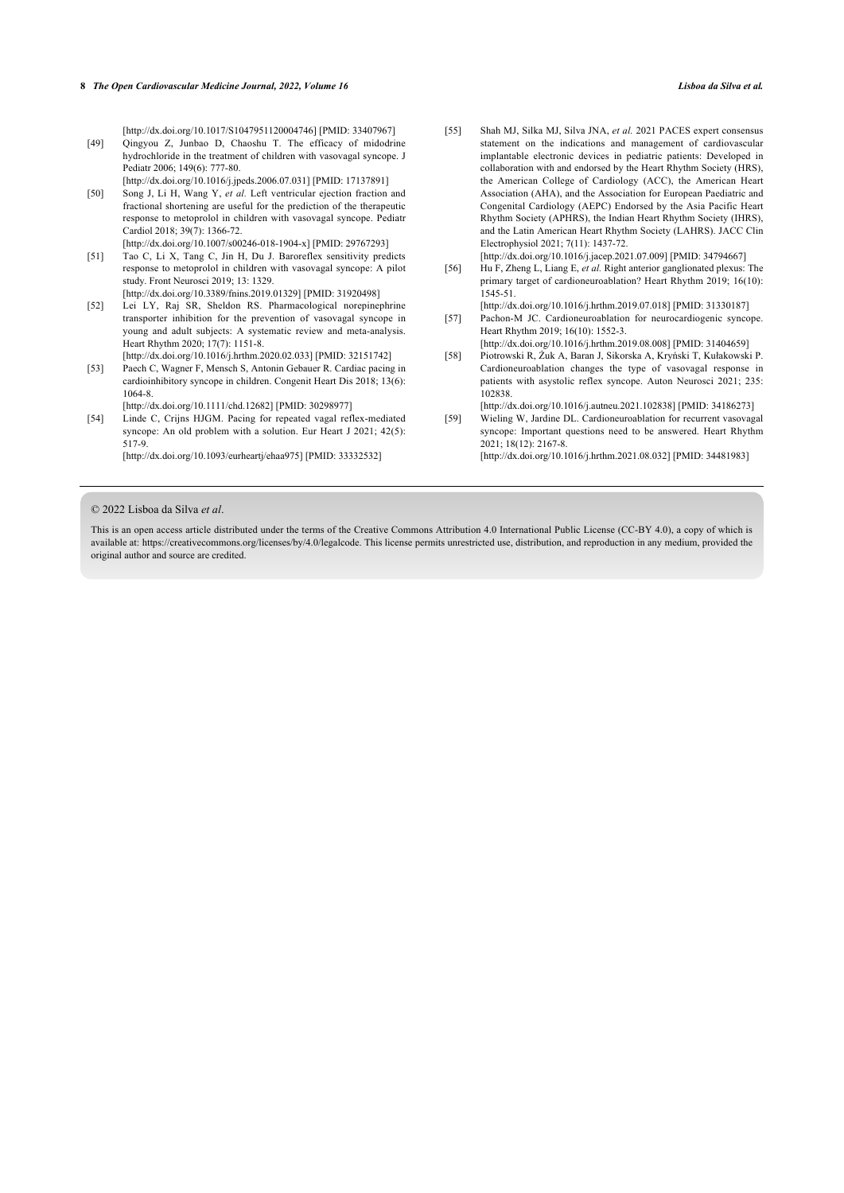[http://dx.doi.org/10.1017/S1047951120004746] [PMID: 33407967]

[49] Qingyou Z, Junbao D, Chaoshu T. The efficacy of midodrine hydrochloride in the treatment of children with vasovagal syncope. J Pediatr 2006; 149(6): 777-80.
[http://dx.doi.org/10.1016/j.jpeds.2006.07.031] [PMID: 17137891]

[50] Song J, Li H, Wang Y, *et al.* Left ventricular ejection fraction and fractional shortening are useful for the prediction of the therapeutic response to metoprolol in children with vasovagal syncope. Pediatr Cardiol 2018; 39(7): 1366-72.
[http://dx.doi.org/10.1007/s00246-018-1904-x] [PMID: 29767293]

[51] Tao C, Li X, Tang C, Jin H, Du J. Baroreflex sensitivity predicts response to metoprolol in children with vasovagal syncope: A pilot study. Front Neurosci 2019; 13: 1329.
[http://dx.doi.org/10.3389/fnins.2019.01329] [PMID: 31920498]

[52] Lei LY, Raj SR, Sheldon RS. Pharmacological norepinephrine transporter inhibition for the prevention of vasovagal syncope in young and adult subjects: A systematic review and meta-analysis. Heart Rhythm 2020; 17(7): 1151-8.
[http://dx.doi.org/10.1016/j.hrthm.2020.02.033] [PMID: 32151742]

[53] Paech C, Wagner F, Mensch S, Antonin Gebauer R. Cardiac pacing in cardioinhibitory syncope in children. Congenit Heart Dis 2018; 13(6): 1064-8.
[http://dx.doi.org/10.1111/chd.12682] [PMID: 30298977]

[54] Linde C, Crijns HJGM. Pacing for repeated vagal reflex-mediated syncope: An old problem with a solution. Eur Heart J 2021; 42(5): 517-9.
[http://dx.doi.org/10.1093/eurheartj/ehaa975] [PMID: 33332532]

[55] Shah MJ, Silka MJ, Silva JNA, *et al.* 2021 PACES expert consensus statement on the indications and management of cardiovascular implantable electronic devices in pediatric patients: Developed in collaboration with and endorsed by the Heart Rhythm Society (HRS), the American College of Cardiology (ACC), the American Heart Association (AHA), and the Association for European Paediatric and Congenital Cardiology (AEPC) Endorsed by the Asia Pacific Heart Rhythm Society (APHRS), the Indian Heart Rhythm Society (IHRS), and the Latin American Heart Rhythm Society (LAHRS). JACC Clin Electrophysiol 2021; 7(11): 1437-72.
[http://dx.doi.org/10.1016/j.jacep.2021.07.009] [PMID: 34794667]

[56] Hu F, Zheng L, Liang E, *et al.* Right anterior ganglionated plexus: The primary target of cardioneuroablation? Heart Rhythm 2019; 16(10): 1545-51.
[http://dx.doi.org/10.1016/j.hrthm.2019.07.018] [PMID: 31330187]

[57] Pachon-M JC. Cardioneuroablation for neurocardiogenic syncope. Heart Rhythm 2019; 16(10): 1552-3.
[http://dx.doi.org/10.1016/j.hrthm.2019.08.008] [PMID: 31404659]

[58] Piotrowski R, Żuk A, Baran J, Sikorska A, Kryński T, Kułakowski P. Cardioneuroablation changes the type of vasovagal response in patients with asystolic reflex syncope. Auton Neurosci 2021; 235: 102838.
[http://dx.doi.org/10.1016/j.autneu.2021.102838] [PMID: 34186273]

[59] Wieling W, Jardine DL. Cardioneuroablation for recurrent vasovagal syncope: Important questions need to be answered. Heart Rhythm 2021; 18(12): 2167-8.
[http://dx.doi.org/10.1016/j.hrthm.2021.08.032] [PMID: 34481983]

© 2022 Lisboa da Silva *et al*.

This is an open access article distributed under the terms of the Creative Commons Attribution 4.0 International Public License (CC-BY 4.0), a copy of which is available at: https://creativecommons.org/licenses/by/4.0/legalcode. This license permits unrestricted use, distribution, and reproduction in any medium, provided the original author and source are credited.